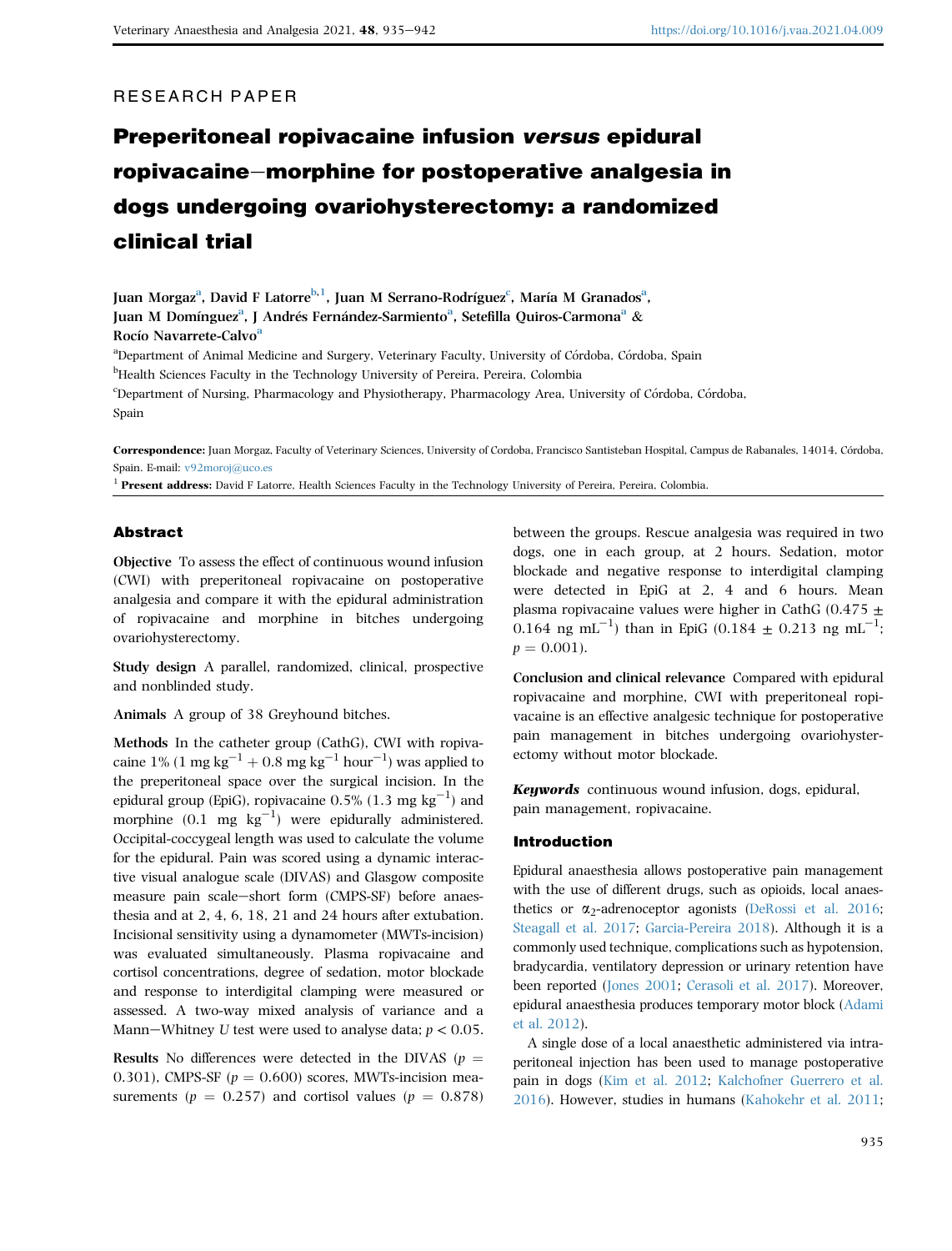RESEARCH PAPER

# Preperitoneal ropivacaine infusion *versus* epidural ropivacaine–morphine for postoperative analgesia in dogs undergoing ovariohysterectomy: a randomized clinical trial

Juan Morgaz[a], David F Latorre[b,1], Juan M Serrano-Rodríguez[c], María M Granados[a], Juan M Domínguez[a], J Andrés Fernández-Sarmiento[a], Setefilla Quiros-Carmona[a] & Rocío Navarrete-Calvo[a]

[a]Department of Animal Medicine and Surgery, Veterinary Faculty, University of Córdoba, Córdoba, Spain

[b]Health Sciences Faculty in the Technology University of Pereira, Pereira, Colombia

[c]Department of Nursing, Pharmacology and Physiotherapy, Pharmacology Area, University of Córdoba, Córdoba, Spain

**Correspondence:** Juan Morgaz, Faculty of Veterinary Sciences, University of Cordoba, Francisco Santisteban Hospital, Campus de Rabanales, 14014, Córdoba, Spain. E-mail: v92moroj@uco.es

[1] **Present address:** David F Latorre, Health Sciences Faculty in the Technology University of Pereira, Pereira, Colombia.

## Abstract

**Objective** To assess the effect of continuous wound infusion (CWI) with preperitoneal ropivacaine on postoperative analgesia and compare it with the epidural administration of ropivacaine and morphine in bitches undergoing ovariohysterectomy.

**Study design** A parallel, randomized, clinical, prospective and nonblinded study.

**Animals** A group of 38 Greyhound bitches.

**Methods** In the catheter group (CathG), CWI with ropivacaine 1% (1 mg kg$^{-1}$ + 0.8 mg kg$^{-1}$ hour$^{-1}$) was applied to the preperitoneal space over the surgical incision. In the epidural group (EpiG), ropivacaine 0.5% (1.3 mg kg$^{-1}$) and morphine (0.1 mg kg$^{-1}$) were epidurally administered. Occipital-coccygeal length was used to calculate the volume for the epidural. Pain was scored using a dynamic interactive visual analogue scale (DIVAS) and Glasgow composite measure pain scale–short form (CMPS-SF) before anaesthesia and at 2, 4, 6, 18, 21 and 24 hours after extubation. Incisional sensitivity using a dynamometer (MWTs-incision) was evaluated simultaneously. Plasma ropivacaine and cortisol concentrations, degree of sedation, motor blockade and response to interdigital clamping were measured or assessed. A two-way mixed analysis of variance and a Mann–Whitney *U* test were used to analyse data; $p < 0.05$.

**Results** No differences were detected in the DIVAS ($p = 0.301$), CMPS-SF ($p = 0.600$) scores, MWTs-incision measurements ($p = 0.257$) and cortisol values ($p = 0.878$) between the groups. Rescue analgesia was required in two dogs, one in each group, at 2 hours. Sedation, motor blockade and negative response to interdigital clamping were detected in EpiG at 2, 4 and 6 hours. Mean plasma ropivacaine values were higher in CathG (0.475 ± 0.164 ng mL$^{-1}$) than in EpiG (0.184 ± 0.213 ng mL$^{-1}$; $p = 0.001$).

**Conclusion and clinical relevance** Compared with epidural ropivacaine and morphine, CWI with preperitoneal ropivacaine is an effective analgesic technique for postoperative pain management in bitches undergoing ovariohysterectomy without motor blockade.

***Keywords*** continuous wound infusion, dogs, epidural, pain management, ropivacaine.

## Introduction

Epidural anaesthesia allows postoperative pain management with the use of different drugs, such as opioids, local anaesthetics or $\alpha_2$-adrenoceptor agonists (DeRossi et al. 2016; Steagall et al. 2017; Garcia-Pereira 2018). Although it is a commonly used technique, complications such as hypotension, bradycardia, ventilatory depression or urinary retention have been reported (Jones 2001; Cerasoli et al. 2017). Moreover, epidural anaesthesia produces temporary motor block (Adami et al. 2012).

A single dose of a local anaesthetic administered via intraperitoneal injection has been used to manage postoperative pain in dogs (Kim et al. 2012; Kalchofner Guerrero et al. 2016). However, studies in humans (Kahokehr et al. 2011;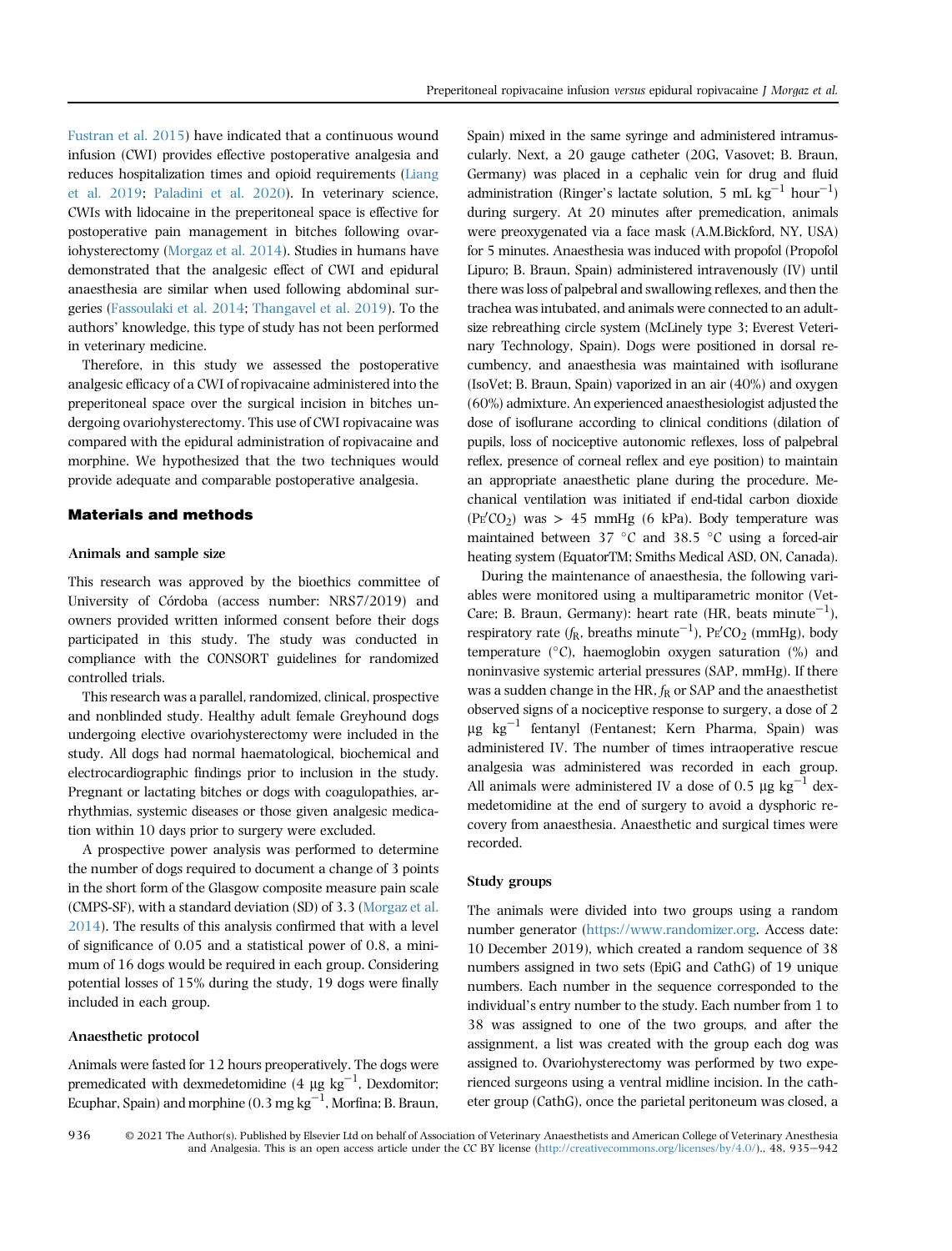Fustran et al. 2015) have indicated that a continuous wound infusion (CWI) provides effective postoperative analgesia and reduces hospitalization times and opioid requirements (Liang et al. 2019; Paladini et al. 2020). In veterinary science, CWIs with lidocaine in the preperitoneal space is effective for postoperative pain management in bitches following ovariohysterectomy (Morgaz et al. 2014). Studies in humans have demonstrated that the analgesic effect of CWI and epidural anaesthesia are similar when used following abdominal surgeries (Fassoulaki et al. 2014; Thangavel et al. 2019). To the authors' knowledge, this type of study has not been performed in veterinary medicine.

Therefore, in this study we assessed the postoperative analgesic efficacy of a CWI of ropivacaine administered into the preperitoneal space over the surgical incision in bitches undergoing ovariohysterectomy. This use of CWI ropivacaine was compared with the epidural administration of ropivacaine and morphine. We hypothesized that the two techniques would provide adequate and comparable postoperative analgesia.

## Materials and methods

### Animals and sample size

This research was approved by the bioethics committee of University of Córdoba (access number: NRS7/2019) and owners provided written informed consent before their dogs participated in this study. The study was conducted in compliance with the CONSORT guidelines for randomized controlled trials.

This research was a parallel, randomized, clinical, prospective and nonblinded study. Healthy adult female Greyhound dogs undergoing elective ovariohysterectomy were included in the study. All dogs had normal haematological, biochemical and electrocardiographic findings prior to inclusion in the study. Pregnant or lactating bitches or dogs with coagulopathies, arrhythmias, systemic diseases or those given analgesic medication within 10 days prior to surgery were excluded.

A prospective power analysis was performed to determine the number of dogs required to document a change of 3 points in the short form of the Glasgow composite measure pain scale (CMPS-SF), with a standard deviation (SD) of 3.3 (Morgaz et al. 2014). The results of this analysis confirmed that with a level of significance of 0.05 and a statistical power of 0.8, a minimum of 16 dogs would be required in each group. Considering potential losses of 15% during the study, 19 dogs were finally included in each group.

### Anaesthetic protocol

Animals were fasted for 12 hours preoperatively. The dogs were premedicated with dexmedetomidine (4 μg kg$^{-1}$, Dexdomitor; Ecuphar, Spain) and morphine (0.3 mg kg$^{-1}$, Morfina; B. Braun, Spain) mixed in the same syringe and administered intramuscularly. Next, a 20 gauge catheter (20G, Vasovet; B. Braun, Germany) was placed in a cephalic vein for drug and fluid administration (Ringer's lactate solution, 5 mL kg$^{-1}$ hour$^{-1}$) during surgery. At 20 minutes after premedication, animals were preoxygenated via a face mask (A.M.Bickford, NY, USA) for 5 minutes. Anaesthesia was induced with propofol (Propofol Lipuro; B. Braun, Spain) administered intravenously (IV) until there was loss of palpebral and swallowing reflexes, and then the trachea was intubated, and animals were connected to an adult-size rebreathing circle system (McLinely type 3; Everest Veterinary Technology, Spain). Dogs were positioned in dorsal recumbency, and anaesthesia was maintained with isoflurane (IsoVet; B. Braun, Spain) vaporized in an air (40%) and oxygen (60%) admixture. An experienced anaesthesiologist adjusted the dose of isoflurane according to clinical conditions (dilation of pupils, loss of nociceptive autonomic reflexes, loss of palpebral reflex, presence of corneal reflex and eye position) to maintain an appropriate anaesthetic plane during the procedure. Mechanical ventilation was initiated if end-tidal carbon dioxide ($P_{E'}CO_2$) was > 45 mmHg (6 kPa). Body temperature was maintained between 37 °C and 38.5 °C using a forced-air heating system (EquatorTM; Smiths Medical ASD, ON, Canada).

During the maintenance of anaesthesia, the following variables were monitored using a multiparametric monitor (VetCare; B. Braun, Germany): heart rate (HR, beats minute$^{-1}$), respiratory rate ($f_R$, breaths minute$^{-1}$), $P_{E'}CO_2$ (mmHg), body temperature (°C), haemoglobin oxygen saturation (%) and noninvasive systemic arterial pressures (SAP, mmHg). If there was a sudden change in the HR, $f_R$ or SAP and the anaesthetist observed signs of a nociceptive response to surgery, a dose of 2 μg kg$^{-1}$ fentanyl (Fentanest; Kern Pharma, Spain) was administered IV. The number of times intraoperative rescue analgesia was administered was recorded in each group. All animals were administered IV a dose of 0.5 μg kg$^{-1}$ dexmedetomidine at the end of surgery to avoid a dysphoric recovery from anaesthesia. Anaesthetic and surgical times were recorded.

### Study groups

The animals were divided into two groups using a random number generator (https://www.randomizer.org. Access date: 10 December 2019), which created a random sequence of 38 numbers assigned in two sets (EpiG and CathG) of 19 unique numbers. Each number in the sequence corresponded to the individual's entry number to the study. Each number from 1 to 38 was assigned to one of the two groups, and after the assignment, a list was created with the group each dog was assigned to. Ovariohysterectomy was performed by two experienced surgeons using a ventral midline incision. In the catheter group (CathG), once the parietal peritoneum was closed, a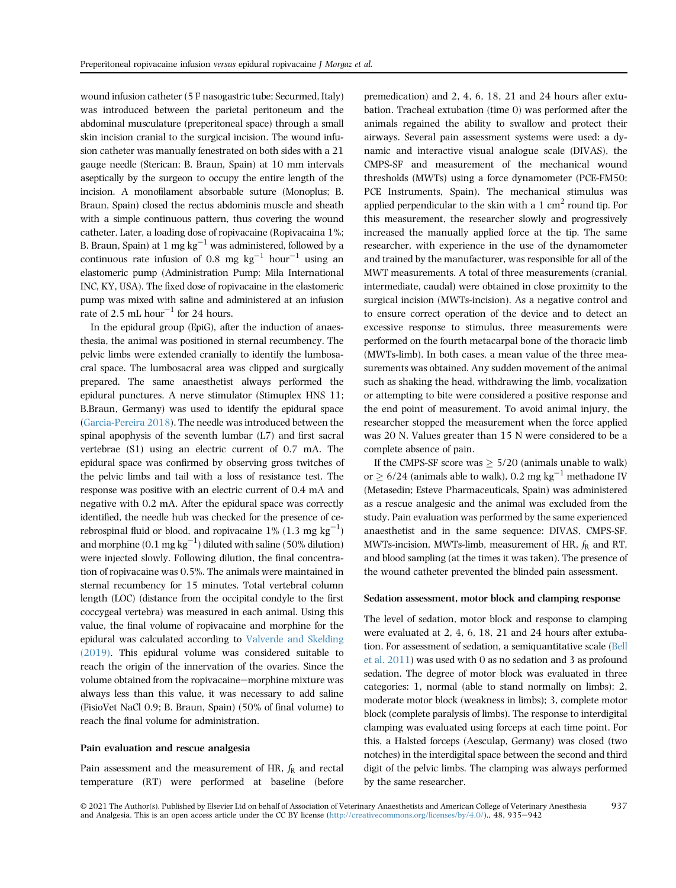wound infusion catheter (5 F nasogastric tube; Securmed, Italy) was introduced between the parietal peritoneum and the abdominal musculature (preperitoneal space) through a small skin incision cranial to the surgical incision. The wound infusion catheter was manually fenestrated on both sides with a 21 gauge needle (Sterican; B. Braun, Spain) at 10 mm intervals aseptically by the surgeon to occupy the entire length of the incision. A monofilament absorbable suture (Monoplus; B. Braun, Spain) closed the rectus abdominis muscle and sheath with a simple continuous pattern, thus covering the wound catheter. Later, a loading dose of ropivacaine (Ropivacaina 1%; B. Braun, Spain) at 1 mg kg$^{-1}$ was administered, followed by a continuous rate infusion of 0.8 mg kg$^{-1}$ hour$^{-1}$ using an elastomeric pump (Administration Pump; Mila International INC, KY, USA). The fixed dose of ropivacaine in the elastomeric pump was mixed with saline and administered at an infusion rate of 2.5 mL hour$^{-1}$ for 24 hours.

In the epidural group (EpiG), after the induction of anaesthesia, the animal was positioned in sternal recumbency. The pelvic limbs were extended cranially to identify the lumbosacral space. The lumbosacral area was clipped and surgically prepared. The same anaesthetist always performed the epidural punctures. A nerve stimulator (Stimuplex HNS 11; B.Braun, Germany) was used to identify the epidural space (Garcia-Pereira 2018). The needle was introduced between the spinal apophysis of the seventh lumbar (L7) and first sacral vertebrae (S1) using an electric current of 0.7 mA. The epidural space was confirmed by observing gross twitches of the pelvic limbs and tail with a loss of resistance test. The response was positive with an electric current of 0.4 mA and negative with 0.2 mA. After the epidural space was correctly identified, the needle hub was checked for the presence of cerebrospinal fluid or blood, and ropivacaine 1% (1.3 mg kg$^{-1}$) and morphine (0.1 mg kg$^{-1}$) diluted with saline (50% dilution) were injected slowly. Following dilution, the final concentration of ropivacaine was 0.5%. The animals were maintained in sternal recumbency for 15 minutes. Total vertebral column length (LOC) (distance from the occipital condyle to the first coccygeal vertebra) was measured in each animal. Using this value, the final volume of ropivacaine and morphine for the epidural was calculated according to Valverde and Skelding (2019). This epidural volume was considered suitable to reach the origin of the innervation of the ovaries. Since the volume obtained from the ropivacaine−morphine mixture was always less than this value, it was necessary to add saline (FisioVet NaCl 0.9; B. Braun, Spain) (50% of final volume) to reach the final volume for administration.

### Pain evaluation and rescue analgesia

Pain assessment and the measurement of HR, $f_R$ and rectal temperature (RT) were performed at baseline (before premedication) and 2, 4, 6, 18, 21 and 24 hours after extubation. Tracheal extubation (time 0) was performed after the animals regained the ability to swallow and protect their airways. Several pain assessment systems were used: a dynamic and interactive visual analogue scale (DIVAS), the CMPS-SF and measurement of the mechanical wound thresholds (MWTs) using a force dynamometer (PCE-FM50; PCE Instruments, Spain). The mechanical stimulus was applied perpendicular to the skin with a 1 cm$^2$ round tip. For this measurement, the researcher slowly and progressively increased the manually applied force at the tip. The same researcher, with experience in the use of the dynamometer and trained by the manufacturer, was responsible for all of the MWT measurements. A total of three measurements (cranial, intermediate, caudal) were obtained in close proximity to the surgical incision (MWTs-incision). As a negative control and to ensure correct operation of the device and to detect an excessive response to stimulus, three measurements were performed on the fourth metacarpal bone of the thoracic limb (MWTs-limb). In both cases, a mean value of the three measurements was obtained. Any sudden movement of the animal such as shaking the head, withdrawing the limb, vocalization or attempting to bite were considered a positive response and the end point of measurement. To avoid animal injury, the researcher stopped the measurement when the force applied was 20 N. Values greater than 15 N were considered to be a complete absence of pain.

If the CMPS-SF score was $\geq$ 5/20 (animals unable to walk) or $\geq$ 6/24 (animals able to walk), 0.2 mg kg$^{-1}$ methadone IV (Metasedin; Esteve Pharmaceuticals, Spain) was administered as a rescue analgesic and the animal was excluded from the study. Pain evaluation was performed by the same experienced anaesthetist and in the same sequence: DIVAS, CMPS-SF, MWTs-incision, MWTs-limb, measurement of HR, $f_R$ and RT, and blood sampling (at the times it was taken). The presence of the wound catheter prevented the blinded pain assessment.

### Sedation assessment, motor block and clamping response

The level of sedation, motor block and response to clamping were evaluated at 2, 4, 6, 18, 21 and 24 hours after extubation. For assessment of sedation, a semiquantitative scale (Bell et al. 2011) was used with 0 as no sedation and 3 as profound sedation. The degree of motor block was evaluated in three categories: 1, normal (able to stand normally on limbs); 2, moderate motor block (weakness in limbs); 3, complete motor block (complete paralysis of limbs). The response to interdigital clamping was evaluated using forceps at each time point. For this, a Halsted forceps (Aesculap, Germany) was closed (two notches) in the interdigital space between the second and third digit of the pelvic limbs. The clamping was always performed by the same researcher.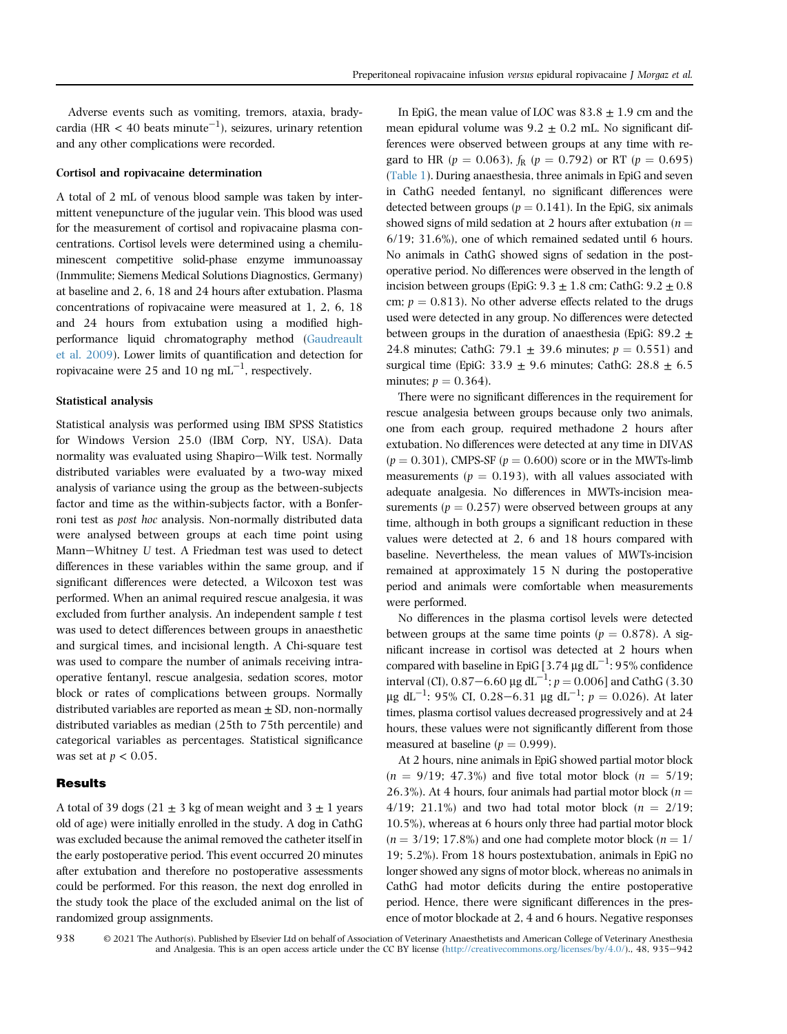Adverse events such as vomiting, tremors, ataxia, bradycardia (HR < 40 beats minute$^{-1}$), seizures, urinary retention and any other complications were recorded.

### Cortisol and ropivacaine determination

A total of 2 mL of venous blood sample was taken by intermittent venepuncture of the jugular vein. This blood was used for the measurement of cortisol and ropivacaine plasma concentrations. Cortisol levels were determined using a chemiluminescent competitive solid-phase enzyme immunoassay (Inmmulite; Siemens Medical Solutions Diagnostics, Germany) at baseline and 2, 6, 18 and 24 hours after extubation. Plasma concentrations of ropivacaine were measured at 1, 2, 6, 18 and 24 hours from extubation using a modified high-performance liquid chromatography method (Gaudreault et al. 2009). Lower limits of quantification and detection for ropivacaine were 25 and 10 ng mL$^{-1}$, respectively.

### Statistical analysis

Statistical analysis was performed using IBM SPSS Statistics for Windows Version 25.0 (IBM Corp, NY, USA). Data normality was evaluated using Shapiro−Wilk test. Normally distributed variables were evaluated by a two-way mixed analysis of variance using the group as the between-subjects factor and time as the within-subjects factor, with a Bonferroni test as *post hoc* analysis. Non-normally distributed data were analysed between groups at each time point using Mann−Whitney *U* test. A Friedman test was used to detect differences in these variables within the same group, and if significant differences were detected, a Wilcoxon test was performed. When an animal required rescue analgesia, it was excluded from further analysis. An independent sample *t* test was used to detect differences between groups in anaesthetic and surgical times, and incisional length. A Chi-square test was used to compare the number of animals receiving intraoperative fentanyl, rescue analgesia, sedation scores, motor block or rates of complications between groups. Normally distributed variables are reported as mean ± SD, non-normally distributed variables as median (25th to 75th percentile) and categorical variables as percentages. Statistical significance was set at $p < 0.05$.

## Results

A total of 39 dogs (21 ± 3 kg of mean weight and 3 ± 1 years old of age) were initially enrolled in the study. A dog in CathG was excluded because the animal removed the catheter itself in the early postoperative period. This event occurred 20 minutes after extubation and therefore no postoperative assessments could be performed. For this reason, the next dog enrolled in the study took the place of the excluded animal on the list of randomized group assignments.

In EpiG, the mean value of LOC was 83.8 ± 1.9 cm and the mean epidural volume was 9.2 ± 0.2 mL. No significant differences were observed between groups at any time with regard to HR ($p = 0.063$), $f_R$ ($p = 0.792$) or RT ($p = 0.695$) (Table 1). During anaesthesia, three animals in EpiG and seven in CathG needed fentanyl, no significant differences were detected between groups ($p = 0.141$). In the EpiG, six animals showed signs of mild sedation at 2 hours after extubation ($n = 6/19$; 31.6%), one of which remained sedated until 6 hours. No animals in CathG showed signs of sedation in the postoperative period. No differences were observed in the length of incision between groups (EpiG: 9.3 ± 1.8 cm; CathG: 9.2 ± 0.8 cm; $p = 0.813$). No other adverse effects related to the drugs used were detected in any group. No differences were detected between groups in the duration of anaesthesia (EpiG: 89.2 ± 24.8 minutes; CathG: 79.1 ± 39.6 minutes; $p = 0.551$) and surgical time (EpiG: 33.9 ± 9.6 minutes; CathG: 28.8 ± 6.5 minutes; $p = 0.364$).

There were no significant differences in the requirement for rescue analgesia between groups because only two animals, one from each group, required methadone 2 hours after extubation. No differences were detected at any time in DIVAS ($p = 0.301$), CMPS-SF ($p = 0.600$) score or in the MWTs-limb measurements ($p = 0.193$), with all values associated with adequate analgesia. No differences in MWTs-incision measurements ($p = 0.257$) were observed between groups at any time, although in both groups a significant reduction in these values were detected at 2, 6 and 18 hours compared with baseline. Nevertheless, the mean values of MWTs-incision remained at approximately 15 N during the postoperative period and animals were comfortable when measurements were performed.

No differences in the plasma cortisol levels were detected between groups at the same time points ($p = 0.878$). A significant increase in cortisol was detected at 2 hours when compared with baseline in EpiG [3.74 μg dL$^{-1}$: 95% confidence interval (CI), 0.87−6.60 μg dL$^{-1}$; $p = 0.006$] and CathG (3.30 μg dL$^{-1}$: 95% CI, 0.28−6.31 μg dL$^{-1}$; $p = 0.026$). At later times, plasma cortisol values decreased progressively and at 24 hours, these values were not significantly different from those measured at baseline ($p = 0.999$).

At 2 hours, nine animals in EpiG showed partial motor block ($n = 9/19$; 47.3%) and five total motor block ($n = 5/19$; 26.3%). At 4 hours, four animals had partial motor block ($n = 4/19$; 21.1%) and two had total motor block ($n = 2/19$; 10.5%), whereas at 6 hours only three had partial motor block ($n = 3/19$; 17.8%) and one had complete motor block ($n = 1/19$; 5.2%). From 18 hours postextubation, animals in EpiG no longer showed any signs of motor block, whereas no animals in CathG had motor deficits during the entire postoperative period. Hence, there were significant differences in the presence of motor blockade at 2, 4 and 6 hours. Negative responses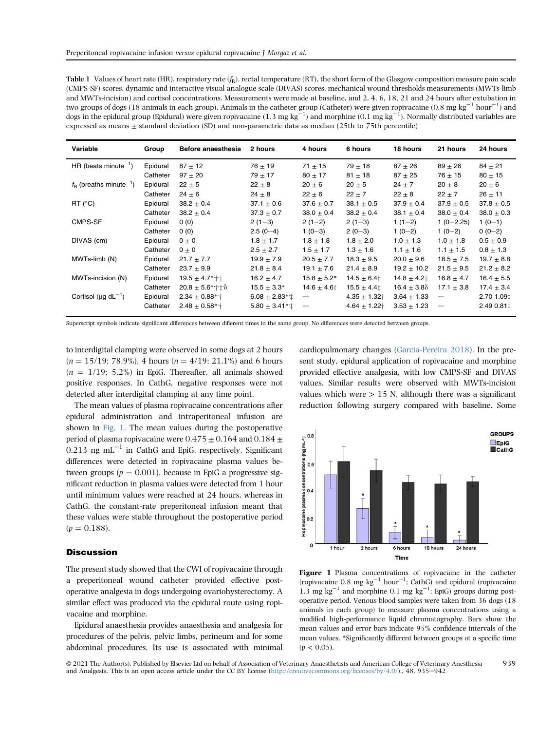**Table 1** Values of heart rate (HR), respiratory rate ($f_R$), rectal temperature (RT), the short form of the Glasgow composition measure pain scale (CMPS-SF) scores, dynamic and interactive visual analogue scale (DIVAS) scores, mechanical wound thresholds measurements (MWTs-limb and MWTs-incision) and cortisol concentrations. Measurements were made at baseline, and 2, 4, 6, 18, 21 and 24 hours after extubation in two groups of dogs (18 animals in each group). Animals in the catheter group (Catheter) were given ropivacaine (0.8 mg kg$^{-1}$ hour$^{-1}$) and dogs in the epidural group (Epidural) were given ropivacaine (1.3 mg kg$^{-1}$) and morphine (0.1 mg kg$^{-1}$). Normally distributed variables are expressed as means ± standard deviation (SD) and non-parametric data as median (25th to 75th percentile)

| Variable | Group | Before anaesthesia | 2 hours | 4 hours | 6 hours | 18 hours | 21 hours | 24 hours |
|---|---|---|---|---|---|---|---|---|
| HR (beats minute$^{-1}$) | Epidural | 87 ± 12 | 76 ± 19 | 71 ± 15 | 79 ± 18 | 87 ± 26 | 89 ± 26 | 84 ± 21 |
| | Catheter | 97 ± 20 | 79 ± 17 | 80 ± 17 | 81 ± 18 | 87 ± 25 | 76 ± 15 | 80 ± 15 |
| $f_R$ (breaths minute$^{-1}$) | Epidural | 22 ± 5 | 22 ± 8 | 20 ± 6 | 20 ± 5 | 24 ± 7 | 20 ± 8 | 20 ± 6 |
| | Catheter | 24 ± 6 | 24 ± 8 | 22 ± 6 | 22 ± 7 | 22 ± 8 | 22 ± 7 | 26 ± 11 |
| RT (°C) | Epidural | 38.2 ± 0.4 | 37.1 ± 0.6 | 37.6 ± 0.7 | 38.1 ± 0.5 | 37.9 ± 0.4 | 37.9 ± 0.5 | 37.8 ± 0.5 |
| | Catheter | 38.2 ± 0.4 | 37.3 ± 0.7 | 38.0 ± 0.4 | 38.2 ± 0.4 | 38.1 ± 0.4 | 38.0 ± 0.4 | 38.0 ± 0.3 |
| CMPS-SF | Epidural | 0 (0) | 2 (1−3) | 2 (1−2) | 2 (1−3) | 1 (1−2) | 1 (0−2.25) | 1 (0−1) |
| | Catheter | 0 (0) | 2.5 (0−4) | 1 (0−3) | 2 (0−3) | 1 (0−2) | 1 (0−2) | 0 (0−2) |
| DIVAS (cm) | Epidural | 0 ± 0 | 1.8 ± 1.7 | 1.8 ± 1.8 | 1.8 ± 2.0 | 1.0 ± 1.3 | 1.0 ± 1.8 | 0.5 ± 0.9 |
| | Catheter | 0 ± 0 | 2.5 ± 2.7 | 1.5 ± 1.7 | 1.3 ± 1.6 | 1.1 ± 1.6 | 1.1 ± 1.5 | 0.8 ± 1.3 |
| MWTs-limb (N) | Epidural | 21.7 ± 7.7 | 19.9 ± 7.9 | 20.5 ± 7.7 | 18.3 ± 9.5 | 20.0 ± 9.6 | 18.5 ± 7.5 | 19.7 ± 8.8 |
| | Catheter | 23.7 ± 9.9 | 21.8 ± 8.4 | 19.1 ± 7.6 | 21.4 ± 8.9 | 19.2 ± 10.2 | 21.5 ± 9.5 | 21.2 ± 8.2 |
| MWTs-incision (N) | Epidural | 19.5 ± 4.7*,†,‡ | 16.2 ± 4.7 | 15.8 ± 5.2* | 14.5 ± 6.4† | 14.8 ± 4.2‡ | 16.8 ± 4.7 | 16.4 ± 5.5 |
| | Catheter | 20.8 ± 5.6*,†,‡,δ | 15.5 ± 3.3* | 14.6 ± 4.6† | 15.5 ± 4.4‡ | 16.4 ± 3.8δ | 17.1 ± 3.8 | 17.4 ± 3.4 |
| Cortisol (µg dL$^{-1}$) | Epidural | 2.34 ± 0.88*,† | 6.08 ± 2.83*,‡ | — | 4.35 ± 1.32† | 3.64 ± 1.33 | — | 2.70 1.09‡ |
| | Catheter | 2.48 ± 0.58*,† | 5.80 ± 3.41*,‡ | — | 4.64 ± 1.22† | 3.53 ± 1.23 | — | 2.49 0.81‡ |

Superscript symbols indicate significant differences between different times in the same group. No differences were detected between groups.

to interdigital clamping were observed in some dogs at 2 hours ($n = 15/19$; 78.9%), 4 hours ($n = 4/19$; 21.1%) and 6 hours ($n = 1/19$; 5.2%) in EpiG. Thereafter, all animals showed positive responses. In CathG, negative responses were not detected after interdigital clamping at any time point.

The mean values of plasma ropivacaine concentrations after epidural administration and intraperitoneal infusion are shown in Fig. 1. The mean values during the postoperative period of plasma ropivacaine were 0.475 ± 0.164 and 0.184 ± 0.213 ng mL$^{-1}$ in CathG and EpiG, respectively. Significant differences were detected in ropivacaine plasma values between groups ($p = 0.001$), because in EpiG a progressive significant reduction in plasma values were detected from 1 hour until minimum values were reached at 24 hours, whereas in CathG, the constant-rate preperitoneal infusion meant that these values were stable throughout the postoperative period ($p = 0.188$).

## Discussion

The present study showed that the CWI of ropivacaine through a preperitoneal wound catheter provided effective postoperative analgesia in dogs undergoing ovariohysterectomy. A similar effect was produced via the epidural route using ropivacaine and morphine.

Epidural anaesthesia provides anaesthesia and analgesia for procedures of the pelvis, pelvic limbs, perineum and for some abdominal procedures. Its use is associated with minimal cardiopulmonary changes (Garcia-Pereira 2018). In the present study, epidural application of ropivacaine and morphine provided effective analgesia, with low CMPS-SF and DIVAS values. Similar results were observed with MWTs-incision values which were > 15 N, although there was a significant reduction following surgery compared with baseline. Some

**Figure 1** Plasma concentrations of ropivacaine in the catheter (ropivacaine 0.8 mg kg$^{-1}$ hour$^{-1}$; CathG) and epidural (ropivacaine 1.3 mg kg$^{-1}$ and morphine 0.1 mg kg$^{-1}$; EpiG) groups during postoperative period. Venous blood samples were taken from 36 dogs (18 animals in each group) to measure plasma concentrations using a modified high-performance liquid chromatography. Bars show the mean values and error bars indicate 95% confidence intervals of the mean values. *Significantly different between groups at a specific time ($p < 0.05$).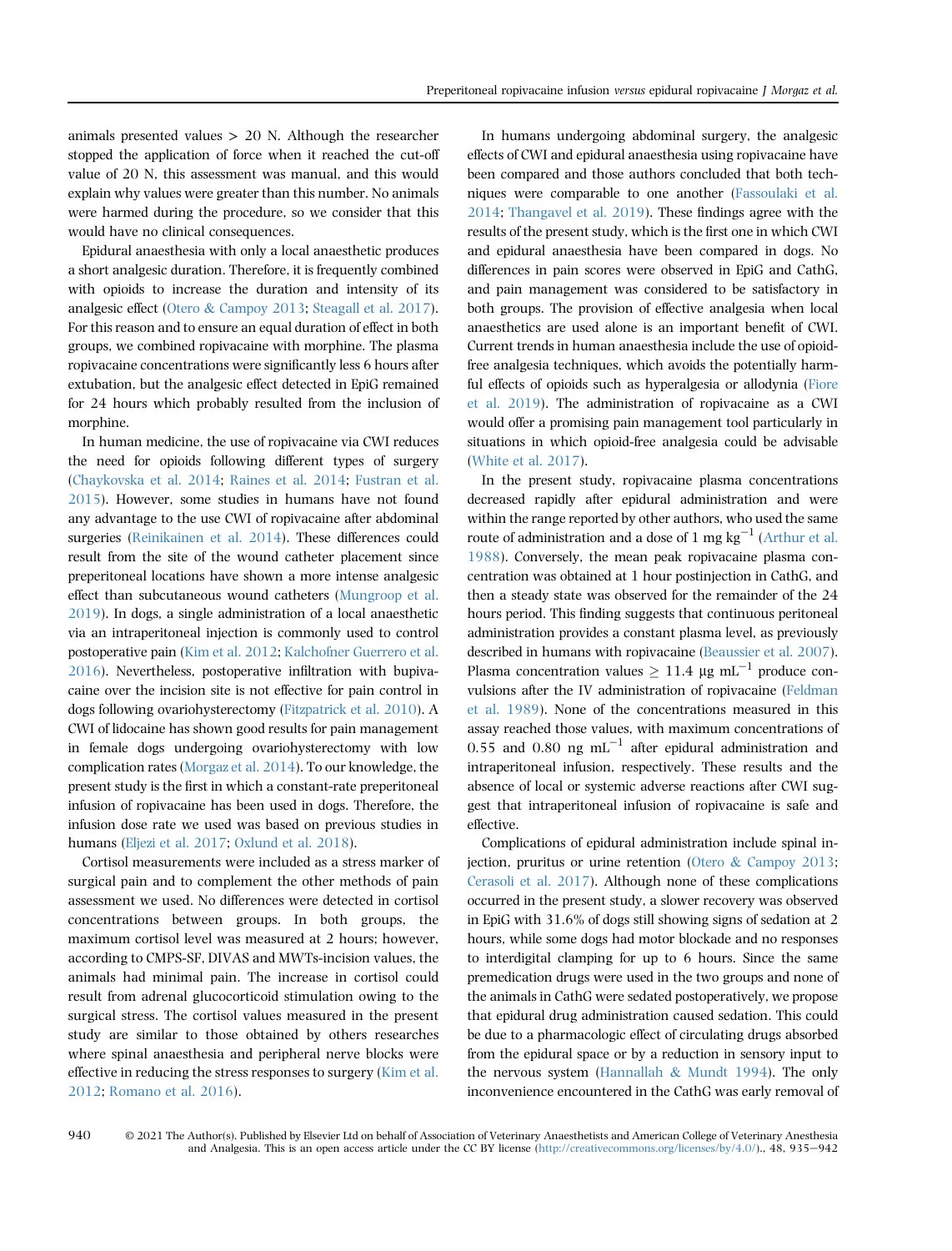animals presented values > 20 N. Although the researcher stopped the application of force when it reached the cut-off value of 20 N, this assessment was manual, and this would explain why values were greater than this number. No animals were harmed during the procedure, so we consider that this would have no clinical consequences.

Epidural anaesthesia with only a local anaesthetic produces a short analgesic duration. Therefore, it is frequently combined with opioids to increase the duration and intensity of its analgesic effect (Otero & Campoy 2013; Steagall et al. 2017). For this reason and to ensure an equal duration of effect in both groups, we combined ropivacaine with morphine. The plasma ropivacaine concentrations were significantly less 6 hours after extubation, but the analgesic effect detected in EpiG remained for 24 hours which probably resulted from the inclusion of morphine.

In human medicine, the use of ropivacaine via CWI reduces the need for opioids following different types of surgery (Chaykovska et al. 2014; Raines et al. 2014; Fustran et al. 2015). However, some studies in humans have not found any advantage to the use CWI of ropivacaine after abdominal surgeries (Reinikainen et al. 2014). These differences could result from the site of the wound catheter placement since preperitoneal locations have shown a more intense analgesic effect than subcutaneous wound catheters (Mungroop et al. 2019). In dogs, a single administration of a local anaesthetic via an intraperitoneal injection is commonly used to control postoperative pain (Kim et al. 2012; Kalchofner Guerrero et al. 2016). Nevertheless, postoperative infiltration with bupivacaine over the incision site is not effective for pain control in dogs following ovariohysterectomy (Fitzpatrick et al. 2010). A CWI of lidocaine has shown good results for pain management in female dogs undergoing ovariohysterectomy with low complication rates (Morgaz et al. 2014). To our knowledge, the present study is the first in which a constant-rate preperitoneal infusion of ropivacaine has been used in dogs. Therefore, the infusion dose rate we used was based on previous studies in humans (Eljezi et al. 2017; Oxlund et al. 2018).

Cortisol measurements were included as a stress marker of surgical pain and to complement the other methods of pain assessment we used. No differences were detected in cortisol concentrations between groups. In both groups, the maximum cortisol level was measured at 2 hours; however, according to CMPS-SF, DIVAS and MWTs-incision values, the animals had minimal pain. The increase in cortisol could result from adrenal glucocorticoid stimulation owing to the surgical stress. The cortisol values measured in the present study are similar to those obtained by others researches where spinal anaesthesia and peripheral nerve blocks were effective in reducing the stress responses to surgery (Kim et al. 2012; Romano et al. 2016).

In humans undergoing abdominal surgery, the analgesic effects of CWI and epidural anaesthesia using ropivacaine have been compared and those authors concluded that both techniques were comparable to one another (Fassoulaki et al. 2014; Thangavel et al. 2019). These findings agree with the results of the present study, which is the first one in which CWI and epidural anaesthesia have been compared in dogs. No differences in pain scores were observed in EpiG and CathG, and pain management was considered to be satisfactory in both groups. The provision of effective analgesia when local anaesthetics are used alone is an important benefit of CWI. Current trends in human anaesthesia include the use of opioid-free analgesia techniques, which avoids the potentially harmful effects of opioids such as hyperalgesia or allodynia (Fiore et al. 2019). The administration of ropivacaine as a CWI would offer a promising pain management tool particularly in situations in which opioid-free analgesia could be advisable (White et al. 2017).

In the present study, ropivacaine plasma concentrations decreased rapidly after epidural administration and were within the range reported by other authors, who used the same route of administration and a dose of 1 mg $kg^{-1}$ (Arthur et al. 1988). Conversely, the mean peak ropivacaine plasma concentration was obtained at 1 hour postinjection in CathG, and then a steady state was observed for the remainder of the 24 hours period. This finding suggests that continuous peritoneal administration provides a constant plasma level, as previously described in humans with ropivacaine (Beaussier et al. 2007). Plasma concentration values ≥ 11.4 μg $mL^{-1}$ produce convulsions after the IV administration of ropivacaine (Feldman et al. 1989). None of the concentrations measured in this assay reached those values, with maximum concentrations of 0.55 and 0.80 ng $mL^{-1}$ after epidural administration and intraperitoneal infusion, respectively. These results and the absence of local or systemic adverse reactions after CWI suggest that intraperitoneal infusion of ropivacaine is safe and effective.

Complications of epidural administration include spinal injection, pruritus or urine retention (Otero & Campoy 2013; Cerasoli et al. 2017). Although none of these complications occurred in the present study, a slower recovery was observed in EpiG with 31.6% of dogs still showing signs of sedation at 2 hours, while some dogs had motor blockade and no responses to interdigital clamping for up to 6 hours. Since the same premedication drugs were used in the two groups and none of the animals in CathG were sedated postoperatively, we propose that epidural drug administration caused sedation. This could be due to a pharmacologic effect of circulating drugs absorbed from the epidural space or by a reduction in sensory input to the nervous system (Hannallah & Mundt 1994). The only inconvenience encountered in the CathG was early removal of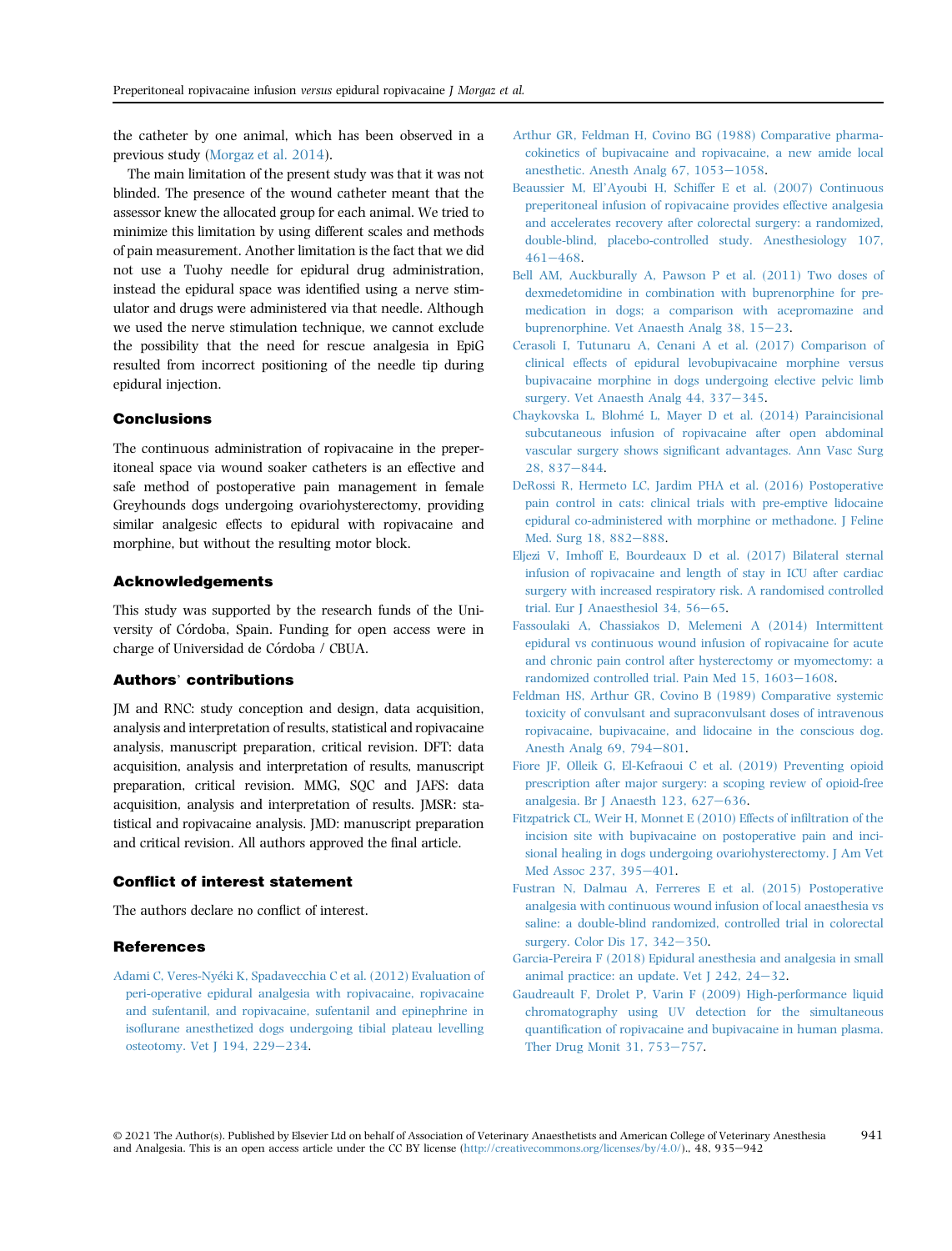the catheter by one animal, which has been observed in a previous study (Morgaz et al. 2014).

The main limitation of the present study was that it was not blinded. The presence of the wound catheter meant that the assessor knew the allocated group for each animal. We tried to minimize this limitation by using different scales and methods of pain measurement. Another limitation is the fact that we did not use a Tuohy needle for epidural drug administration, instead the epidural space was identified using a nerve stimulator and drugs were administered via that needle. Although we used the nerve stimulation technique, we cannot exclude the possibility that the need for rescue analgesia in EpiG resulted from incorrect positioning of the needle tip during epidural injection.

## Conclusions

The continuous administration of ropivacaine in the preperitoneal space via wound soaker catheters is an effective and safe method of postoperative pain management in female Greyhounds dogs undergoing ovariohysterectomy, providing similar analgesic effects to epidural with ropivacaine and morphine, but without the resulting motor block.

## Acknowledgements

This study was supported by the research funds of the University of Córdoba, Spain. Funding for open access were in charge of Universidad de Córdoba / CBUA.

## Authors' contributions

JM and RNC: study conception and design, data acquisition, analysis and interpretation of results, statistical and ropivacaine analysis, manuscript preparation, critical revision. DFT: data acquisition, analysis and interpretation of results, manuscript preparation, critical revision. MMG, SQC and JAFS: data acquisition, analysis and interpretation of results. JMSR: statistical and ropivacaine analysis. JMD: manuscript preparation and critical revision. All authors approved the final article.

## Conflict of interest statement

The authors declare no conflict of interest.

## References

Adami C, Veres-Nyéki K, Spadavecchia C et al. (2012) Evaluation of peri-operative epidural analgesia with ropivacaine, ropivacaine and sufentanil, and ropivacaine, sufentanil and epinephrine in isoflurane anesthetized dogs undergoing tibial plateau levelling osteotomy. Vet J 194, 229−234.

Arthur GR, Feldman H, Covino BG (1988) Comparative pharmacokinetics of bupivacaine and ropivacaine, a new amide local anesthetic. Anesth Analg 67, 1053−1058.

Beaussier M, El'Ayoubi H, Schiffer E et al. (2007) Continuous preperitoneal infusion of ropivacaine provides effective analgesia and accelerates recovery after colorectal surgery: a randomized, double-blind, placebo-controlled study. Anesthesiology 107, 461−468.

Bell AM, Auckburally A, Pawson P et al. (2011) Two doses of dexmedetomidine in combination with buprenorphine for premedication in dogs; a comparison with acepromazine and buprenorphine. Vet Anaesth Analg 38, 15−23.

Cerasoli I, Tutunaru A, Cenani A et al. (2017) Comparison of clinical effects of epidural levobupivacaine morphine versus bupivacaine morphine in dogs undergoing elective pelvic limb surgery. Vet Anaesth Analg 44, 337−345.

Chaykovska L, Blohmé L, Mayer D et al. (2014) Paraincisional subcutaneous infusion of ropivacaine after open abdominal vascular surgery shows significant advantages. Ann Vasc Surg 28, 837−844.

DeRossi R, Hermeto LC, Jardim PHA et al. (2016) Postoperative pain control in cats: clinical trials with pre-emptive lidocaine epidural co-administered with morphine or methadone. J Feline Med. Surg 18, 882−888.

Eljezi V, Imhoff E, Bourdeaux D et al. (2017) Bilateral sternal infusion of ropivacaine and length of stay in ICU after cardiac surgery with increased respiratory risk. A randomised controlled trial. Eur J Anaesthesiol 34, 56−65.

Fassoulaki A, Chassiakos D, Melemeni A (2014) Intermittent epidural vs continuous wound infusion of ropivacaine for acute and chronic pain control after hysterectomy or myomectomy: a randomized controlled trial. Pain Med 15, 1603−1608.

Feldman HS, Arthur GR, Covino B (1989) Comparative systemic toxicity of convulsant and supraconvulsant doses of intravenous ropivacaine, bupivacaine, and lidocaine in the conscious dog. Anesth Analg 69, 794−801.

Fiore JF, Olleik G, El-Kefraoui C et al. (2019) Preventing opioid prescription after major surgery: a scoping review of opioid-free analgesia. Br J Anaesth 123, 627−636.

Fitzpatrick CL, Weir H, Monnet E (2010) Effects of infiltration of the incision site with bupivacaine on postoperative pain and incisional healing in dogs undergoing ovariohysterectomy. J Am Vet Med Assoc 237, 395−401.

Fustran N, Dalmau A, Ferreres E et al. (2015) Postoperative analgesia with continuous wound infusion of local anaesthesia vs saline: a double-blind randomized, controlled trial in colorectal surgery. Color Dis 17, 342−350.

Garcia-Pereira F (2018) Epidural anesthesia and analgesia in small animal practice: an update. Vet J 242, 24−32.

Gaudreault F, Drolet P, Varin F (2009) High-performance liquid chromatography using UV detection for the simultaneous quantification of ropivacaine and bupivacaine in human plasma. Ther Drug Monit 31, 753−757.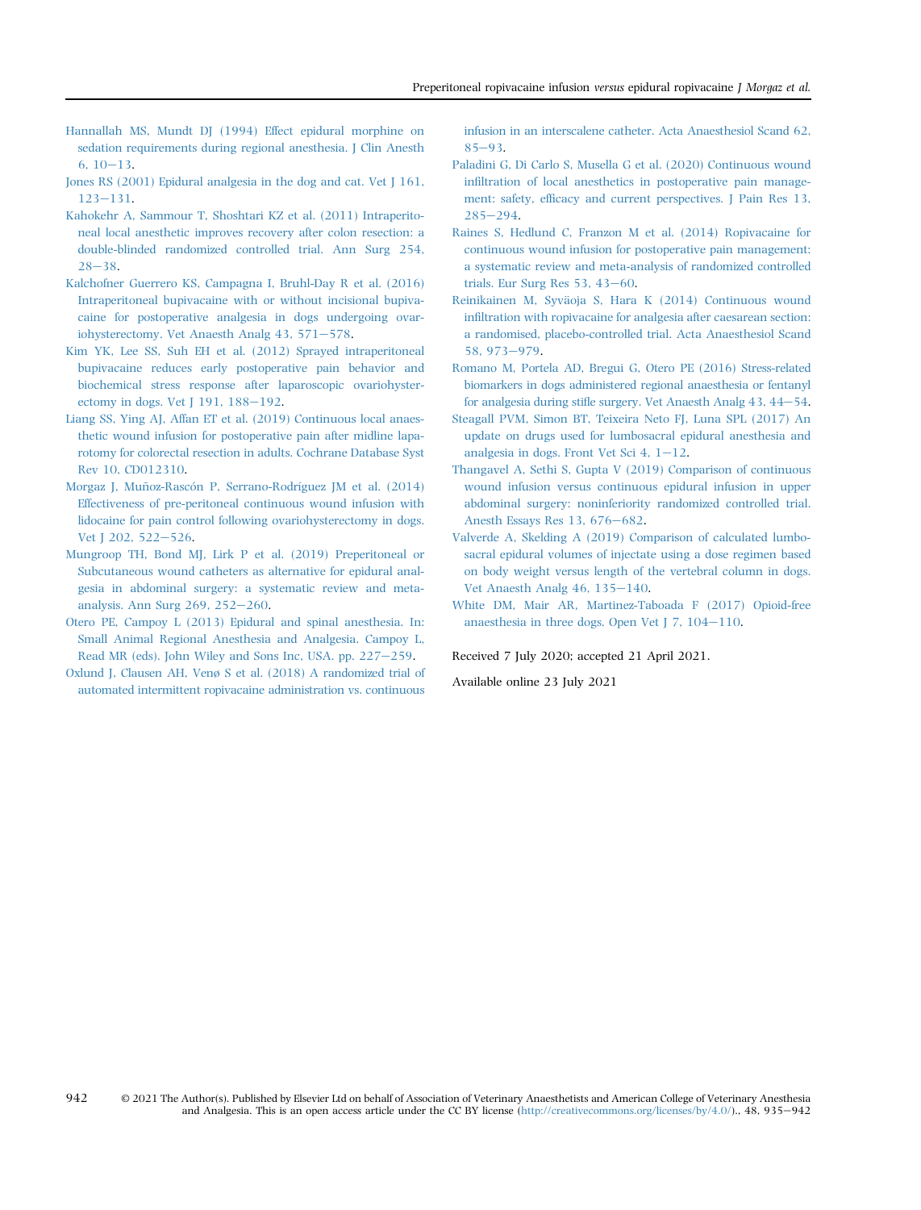Hannallah MS, Mundt DJ (1994) Effect epidural morphine on sedation requirements during regional anesthesia. J Clin Anesth 6, 10–13.

Jones RS (2001) Epidural analgesia in the dog and cat. Vet J 161, 123–131.

Kahokehr A, Sammour T, Shoshtari KZ et al. (2011) Intraperitoneal local anesthetic improves recovery after colon resection: a double-blinded randomized controlled trial. Ann Surg 254, 28–38.

Kalchofner Guerrero KS, Campagna I, Bruhl-Day R et al. (2016) Intraperitoneal bupivacaine with or without incisional bupivacaine for postoperative analgesia in dogs undergoing ovariohysterectomy. Vet Anaesth Analg 43, 571–578.

Kim YK, Lee SS, Suh EH et al. (2012) Sprayed intraperitoneal bupivacaine reduces early postoperative pain behavior and biochemical stress response after laparoscopic ovariohysterectomy in dogs. Vet J 191, 188–192.

Liang SS, Ying AJ, Affan ET et al. (2019) Continuous local anaesthetic wound infusion for postoperative pain after midline laparotomy for colorectal resection in adults. Cochrane Database Syst Rev 10, CD012310.

Morgaz J, Muñoz-Rascón P, Serrano-Rodríguez JM et al. (2014) Effectiveness of pre-peritoneal continuous wound infusion with lidocaine for pain control following ovariohysterectomy in dogs. Vet J 202, 522–526.

Mungroop TH, Bond MJ, Lirk P et al. (2019) Preperitoneal or Subcutaneous wound catheters as alternative for epidural analgesia in abdominal surgery: a systematic review and meta-analysis. Ann Surg 269, 252–260.

Otero PE, Campoy L (2013) Epidural and spinal anesthesia. In: Small Animal Regional Anesthesia and Analgesia. Campoy L, Read MR (eds). John Wiley and Sons Inc, USA. pp. 227–259.

Oxlund J, Clausen AH, Venø S et al. (2018) A randomized trial of automated intermittent ropivacaine administration vs. continuous infusion in an interscalene catheter. Acta Anaesthesiol Scand 62, 85–93.

Paladini G, Di Carlo S, Musella G et al. (2020) Continuous wound infiltration of local anesthetics in postoperative pain management: safety, efficacy and current perspectives. J Pain Res 13, 285–294.

Raines S, Hedlund C, Franzon M et al. (2014) Ropivacaine for continuous wound infusion for postoperative pain management: a systematic review and meta-analysis of randomized controlled trials. Eur Surg Res 53, 43–60.

Reinikainen M, Syväoja S, Hara K (2014) Continuous wound infiltration with ropivacaine for analgesia after caesarean section: a randomised, placebo-controlled trial. Acta Anaesthesiol Scand 58, 973–979.

Romano M, Portela AD, Bregui G, Otero PE (2016) Stress-related biomarkers in dogs administered regional anaesthesia or fentanyl for analgesia during stifle surgery. Vet Anaesth Analg 43, 44–54.

Steagall PVM, Simon BT, Teixeira Neto FJ, Luna SPL (2017) An update on drugs used for lumbosacral epidural anesthesia and analgesia in dogs. Front Vet Sci 4, 1–12.

Thangavel A, Sethi S, Gupta V (2019) Comparison of continuous wound infusion versus continuous epidural infusion in upper abdominal surgery: noninferiority randomized controlled trial. Anesth Essays Res 13, 676–682.

Valverde A, Skelding A (2019) Comparison of calculated lumbosacral epidural volumes of injectate using a dose regimen based on body weight versus length of the vertebral column in dogs. Vet Anaesth Analg 46, 135–140.

White DM, Mair AR, Martinez-Taboada F (2017) Opioid-free anaesthesia in three dogs. Open Vet J 7, 104–110.

Received 7 July 2020; accepted 21 April 2021.

Available online 23 July 2021